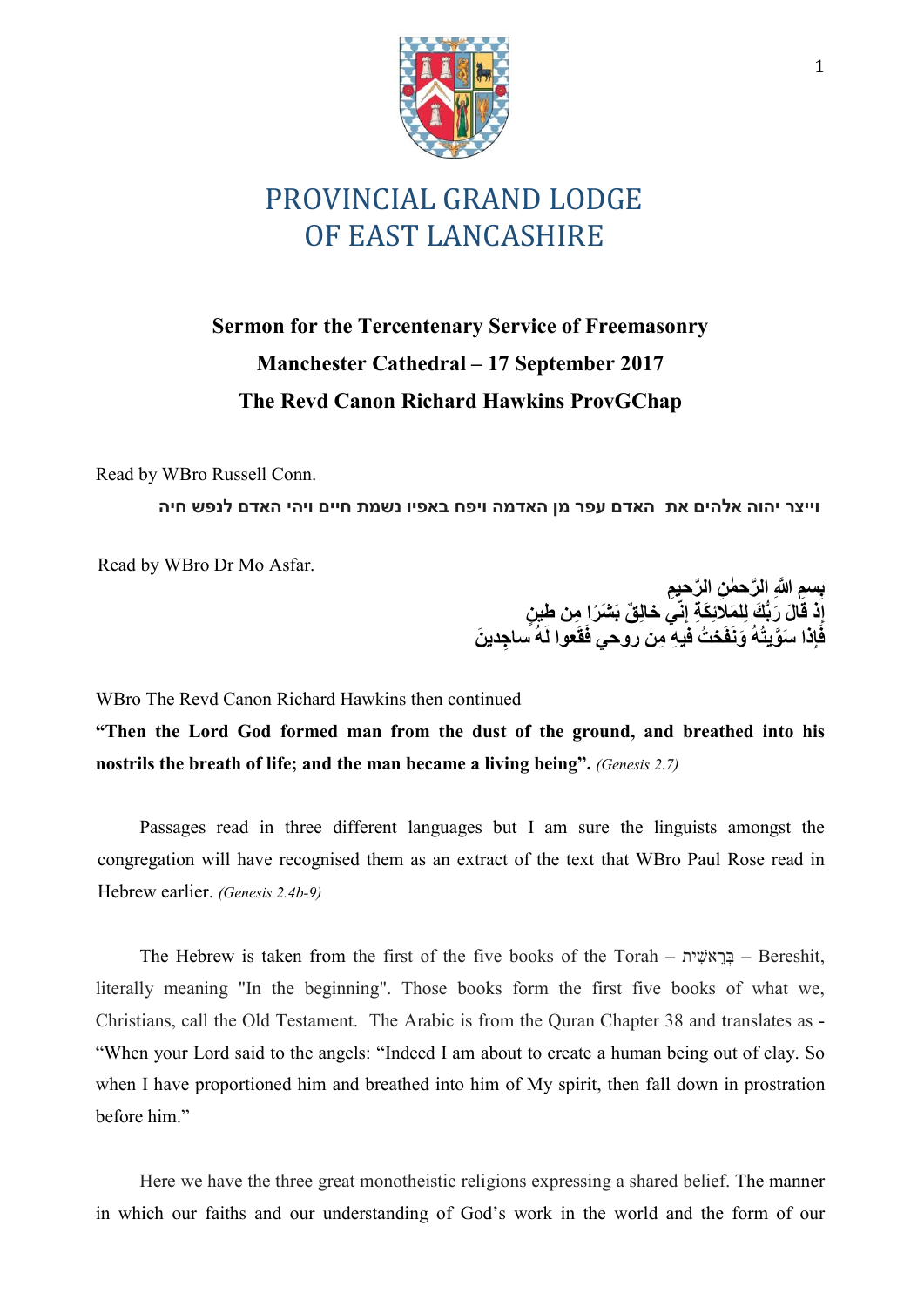# PROVINCIAL GRAND LODGE OF EAST LANCASHIRE

## Sermon for the Tercentenary Service of Freemasonry
## Manchester Cathedral – 17 September 2017
## The Revd Canon Richard Hawkins ProvGChap

Read by WBro Russell Conn.

**וייצר יהוה אלהים את האדם עפר מן האדמה ויפח באפיו נשמת חיים ויהי האדם לנפש חיה**

Read by WBro Dr Mo Asfar.

**بِسمِ اللَّهِ الرَّحمٰنِ الرَّحيمِ**
**إِذ قالَ رَبُّكَ لِلمَلائِكَةِ إِنّي خالِقٌ بَشَرًا مِن طينٍ**
**فَإِذا سَوَّيتُهُ وَنَفَختُ فيهِ مِن روحي فَقَعوا لَهُ ساجِدينَ**

WBro The Revd Canon Richard Hawkins then continued

**"Then the Lord God formed man from the dust of the ground, and breathed into his nostrils the breath of life; and the man became a living being".** *(Genesis 2.7)*

Passages read in three different languages but I am sure the linguists amongst the congregation will have recognised them as an extract of the text that WBro Paul Rose read in Hebrew earlier. *(Genesis 2.4b-9)*

The Hebrew is taken from the first of the five books of the Torah – בְּרֵאשִׁית – Bereshit, literally meaning "In the beginning". Those books form the first five books of what we, Christians, call the Old Testament. The Arabic is from the Quran Chapter 38 and translates as - "When your Lord said to the angels: "Indeed I am about to create a human being out of clay. So when I have proportioned him and breathed into him of My spirit, then fall down in prostration before him."

Here we have the three great monotheistic religions expressing a shared belief. The manner in which our faiths and our understanding of God's work in the world and the form of our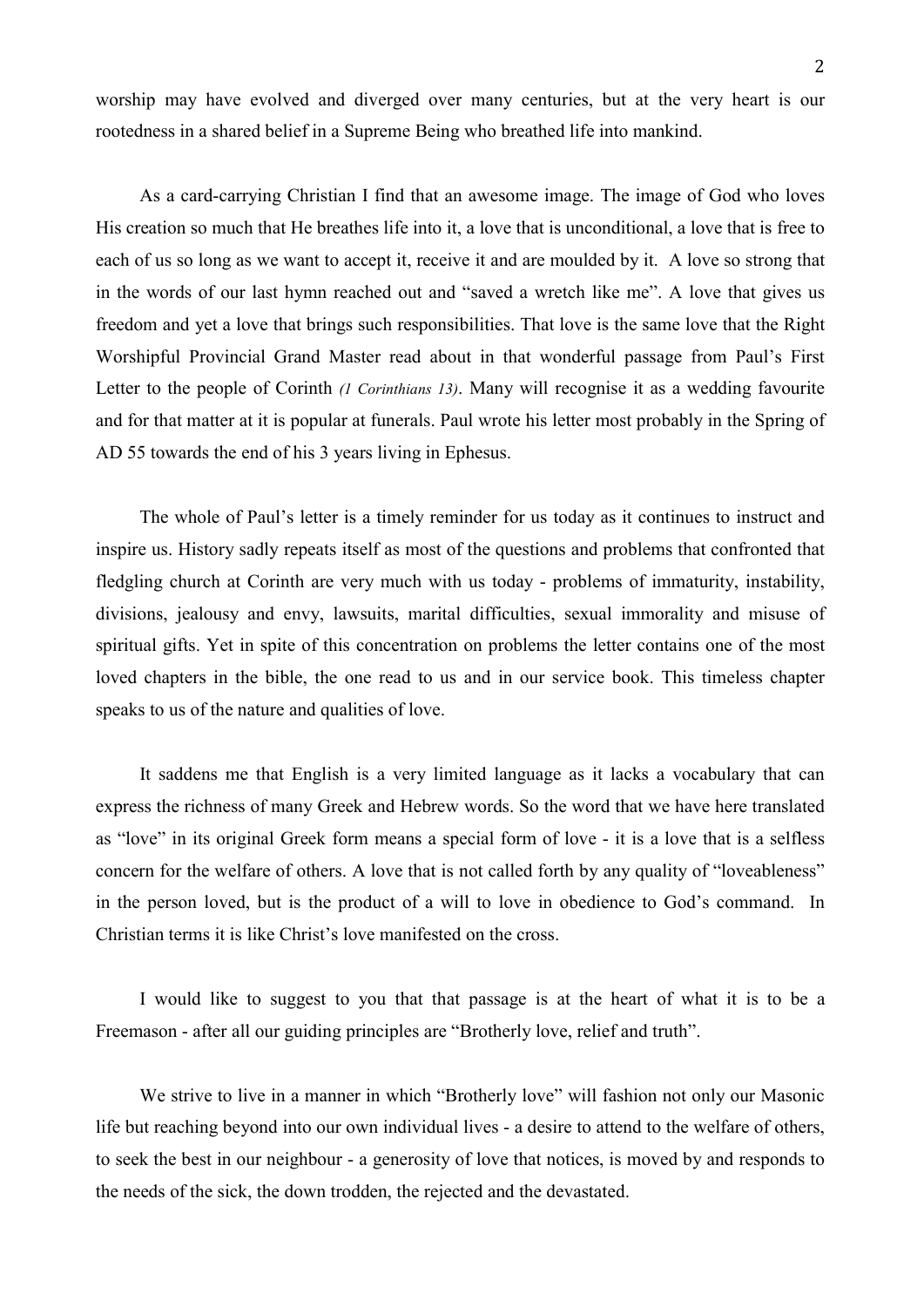worship may have evolved and diverged over many centuries, but at the very heart is our rootedness in a shared belief in a Supreme Being who breathed life into mankind.

As a card-carrying Christian I find that an awesome image. The image of God who loves His creation so much that He breathes life into it, a love that is unconditional, a love that is free to each of us so long as we want to accept it, receive it and are moulded by it. A love so strong that in the words of our last hymn reached out and "saved a wretch like me". A love that gives us freedom and yet a love that brings such responsibilities. That love is the same love that the Right Worshipful Provincial Grand Master read about in that wonderful passage from Paul's First Letter to the people of Corinth *(1 Corinthians 13)*. Many will recognise it as a wedding favourite and for that matter at it is popular at funerals. Paul wrote his letter most probably in the Spring of AD 55 towards the end of his 3 years living in Ephesus.

The whole of Paul's letter is a timely reminder for us today as it continues to instruct and inspire us. History sadly repeats itself as most of the questions and problems that confronted that fledgling church at Corinth are very much with us today - problems of immaturity, instability, divisions, jealousy and envy, lawsuits, marital difficulties, sexual immorality and misuse of spiritual gifts. Yet in spite of this concentration on problems the letter contains one of the most loved chapters in the bible, the one read to us and in our service book. This timeless chapter speaks to us of the nature and qualities of love.

It saddens me that English is a very limited language as it lacks a vocabulary that can express the richness of many Greek and Hebrew words. So the word that we have here translated as "love" in its original Greek form means a special form of love - it is a love that is a selfless concern for the welfare of others. A love that is not called forth by any quality of "loveableness" in the person loved, but is the product of a will to love in obedience to God's command. In Christian terms it is like Christ's love manifested on the cross.

I would like to suggest to you that that passage is at the heart of what it is to be a Freemason - after all our guiding principles are "Brotherly love, relief and truth".

We strive to live in a manner in which "Brotherly love" will fashion not only our Masonic life but reaching beyond into our own individual lives - a desire to attend to the welfare of others, to seek the best in our neighbour - a generosity of love that notices, is moved by and responds to the needs of the sick, the down trodden, the rejected and the devastated.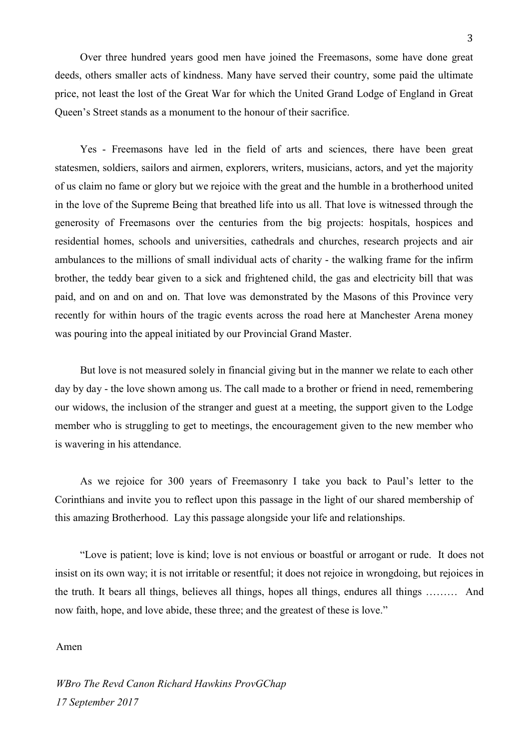Over three hundred years good men have joined the Freemasons, some have done great deeds, others smaller acts of kindness. Many have served their country, some paid the ultimate price, not least the lost of the Great War for which the United Grand Lodge of England in Great Queen's Street stands as a monument to the honour of their sacrifice.

Yes - Freemasons have led in the field of arts and sciences, there have been great statesmen, soldiers, sailors and airmen, explorers, writers, musicians, actors, and yet the majority of us claim no fame or glory but we rejoice with the great and the humble in a brotherhood united in the love of the Supreme Being that breathed life into us all. That love is witnessed through the generosity of Freemasons over the centuries from the big projects: hospitals, hospices and residential homes, schools and universities, cathedrals and churches, research projects and air ambulances to the millions of small individual acts of charity - the walking frame for the infirm brother, the teddy bear given to a sick and frightened child, the gas and electricity bill that was paid, and on and on and on. That love was demonstrated by the Masons of this Province very recently for within hours of the tragic events across the road here at Manchester Arena money was pouring into the appeal initiated by our Provincial Grand Master.

But love is not measured solely in financial giving but in the manner we relate to each other day by day - the love shown among us. The call made to a brother or friend in need, remembering our widows, the inclusion of the stranger and guest at a meeting, the support given to the Lodge member who is struggling to get to meetings, the encouragement given to the new member who is wavering in his attendance.

As we rejoice for 300 years of Freemasonry I take you back to Paul's letter to the Corinthians and invite you to reflect upon this passage in the light of our shared membership of this amazing Brotherhood. Lay this passage alongside your life and relationships.

"Love is patient; love is kind; love is not envious or boastful or arrogant or rude. It does not insist on its own way; it is not irritable or resentful; it does not rejoice in wrongdoing, but rejoices in the truth. It bears all things, believes all things, hopes all things, endures all things ……… And now faith, hope, and love abide, these three; and the greatest of these is love."

Amen

*WBro The Revd Canon Richard Hawkins ProvGChap*
*17 September 2017*